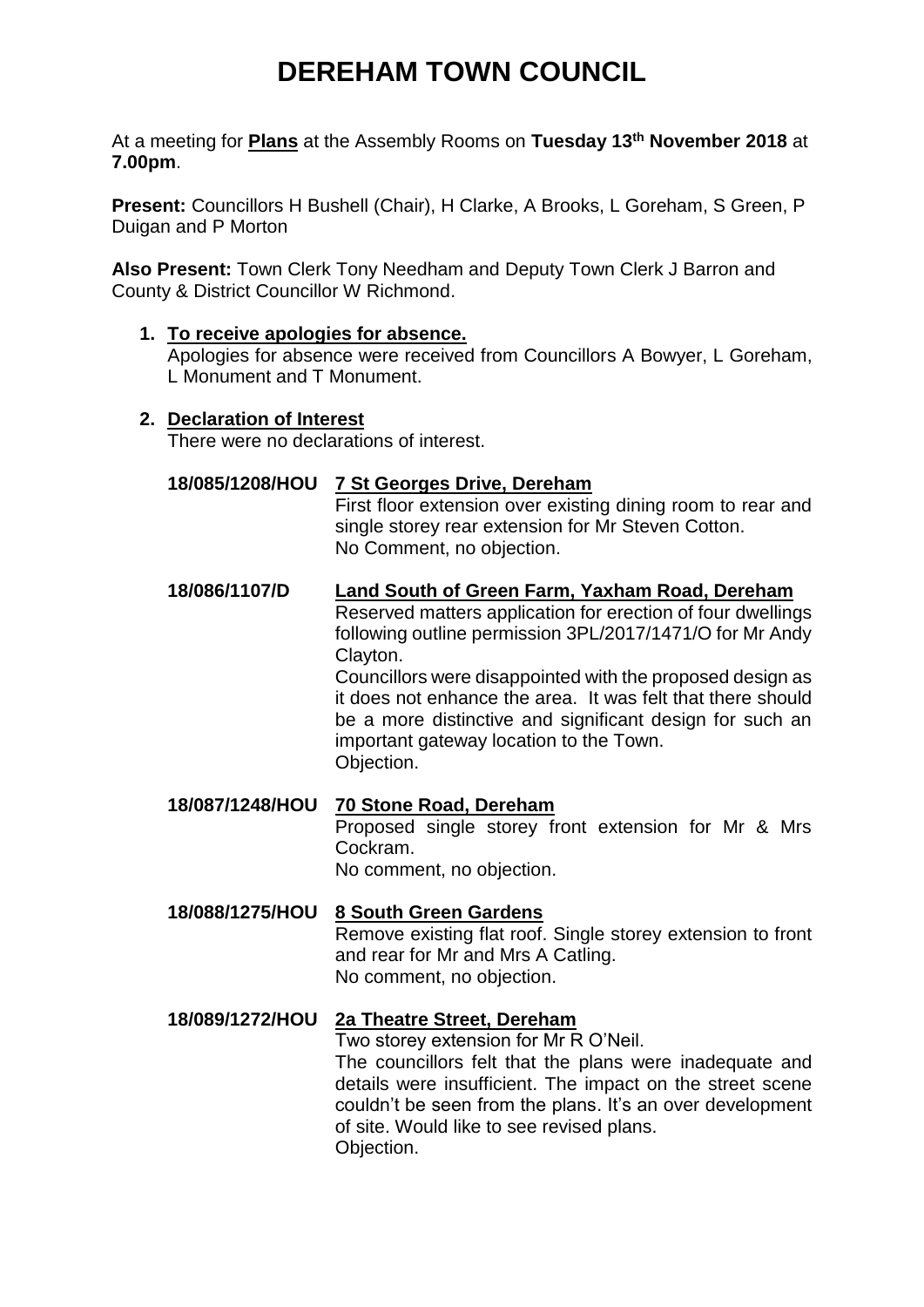# DEREHAM TOWN COUNCIL

At a meeting for **Plans** at the Assembly Rooms on **Tuesday 13th November 2018** at **7.00pm**.

**Present:** Councillors H Bushell (Chair), H Clarke, A Brooks, L Goreham, S Green, P Duigan and P Morton

**Also Present:** Town Clerk Tony Needham and Deputy Town Clerk J Barron and County & District Councillor W Richmond.

1. **To receive apologies for absence.**
   Apologies for absence were received from Councillors A Bowyer, L Goreham, L Monument and T Monument.

2. **Declaration of Interest**
   There were no declarations of interest.

**18/085/1208/HOU** **7 St Georges Drive, Dereham**
First floor extension over existing dining room to rear and single storey rear extension for Mr Steven Cotton.
No Comment, no objection.

**18/086/1107/D** **Land South of Green Farm, Yaxham Road, Dereham**
Reserved matters application for erection of four dwellings following outline permission 3PL/2017/1471/O for Mr Andy Clayton.
Councillors were disappointed with the proposed design as it does not enhance the area. It was felt that there should be a more distinctive and significant design for such an important gateway location to the Town.
Objection.

**18/087/1248/HOU** **70 Stone Road, Dereham**
Proposed single storey front extension for Mr & Mrs Cockram.
No comment, no objection.

**18/088/1275/HOU** **8 South Green Gardens**
Remove existing flat roof. Single storey extension to front and rear for Mr and Mrs A Catling.
No comment, no objection.

**18/089/1272/HOU** **2a Theatre Street, Dereham**
Two storey extension for Mr R O'Neil.
The councillors felt that the plans were inadequate and details were insufficient. The impact on the street scene couldn't be seen from the plans. It's an over development of site. Would like to see revised plans.
Objection.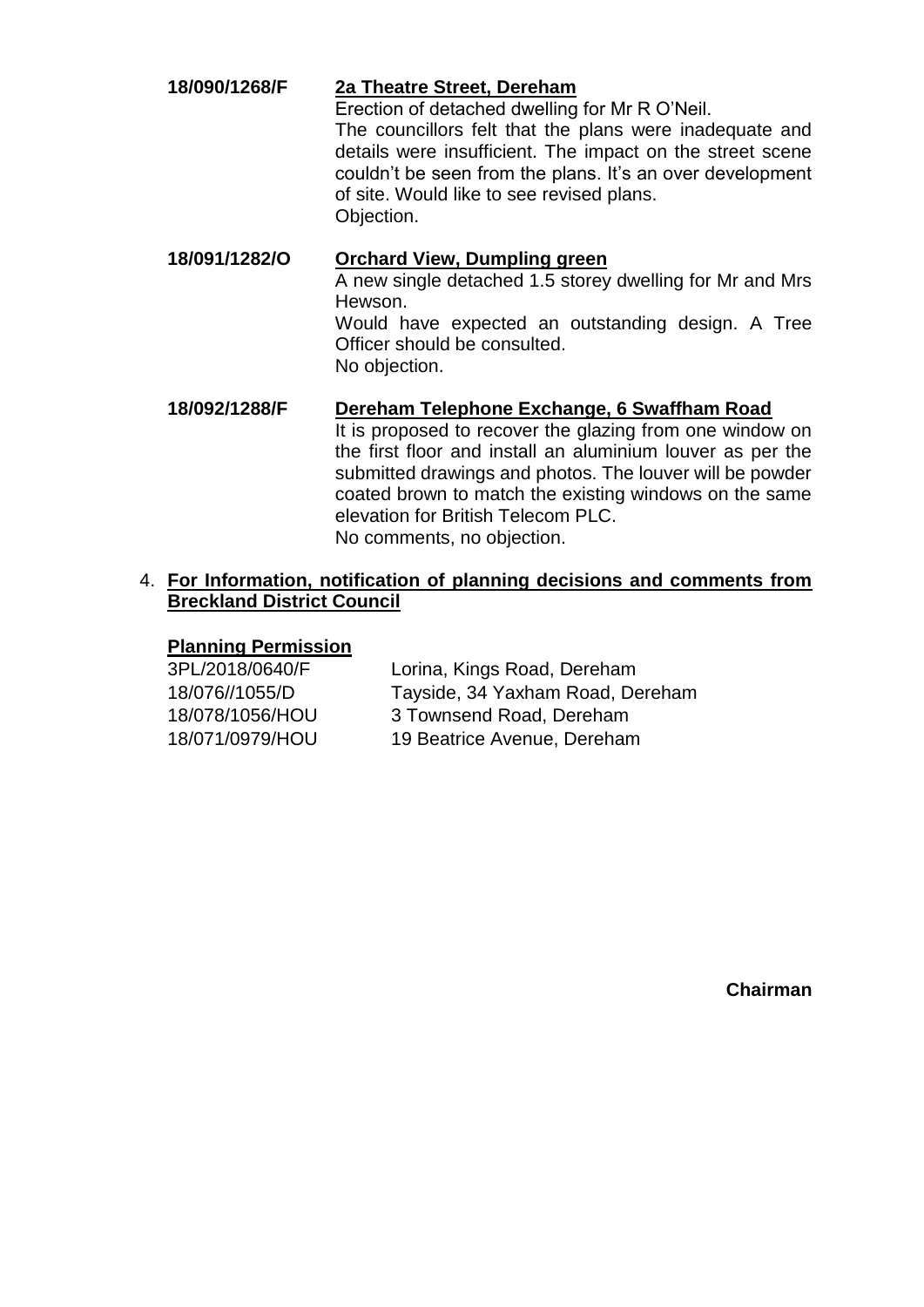**18/090/1268/F** **2a Theatre Street, Dereham**

Erection of detached dwelling for Mr R O'Neil.
The councillors felt that the plans were inadequate and details were insufficient. The impact on the street scene couldn't be seen from the plans. It's an over development of site. Would like to see revised plans.
Objection.

**18/091/1282/O** **Orchard View, Dumpling green**

A new single detached 1.5 storey dwelling for Mr and Mrs Hewson.
Would have expected an outstanding design. A Tree Officer should be consulted.
No objection.

**18/092/1288/F** **Dereham Telephone Exchange, 6 Swaffham Road**

It is proposed to recover the glazing from one window on the first floor and install an aluminium louver as per the submitted drawings and photos. The louver will be powder coated brown to match the existing windows on the same elevation for British Telecom PLC.
No comments, no objection.

4. **For Information, notification of planning decisions and comments from Breckland District Council**

**Planning Permission**

3PL/2018/0640/F Lorina, Kings Road, Dereham
18/076//1055/D Tayside, 34 Yaxham Road, Dereham
18/078/1056/HOU 3 Townsend Road, Dereham
18/071/0979/HOU 19 Beatrice Avenue, Dereham

**Chairman**